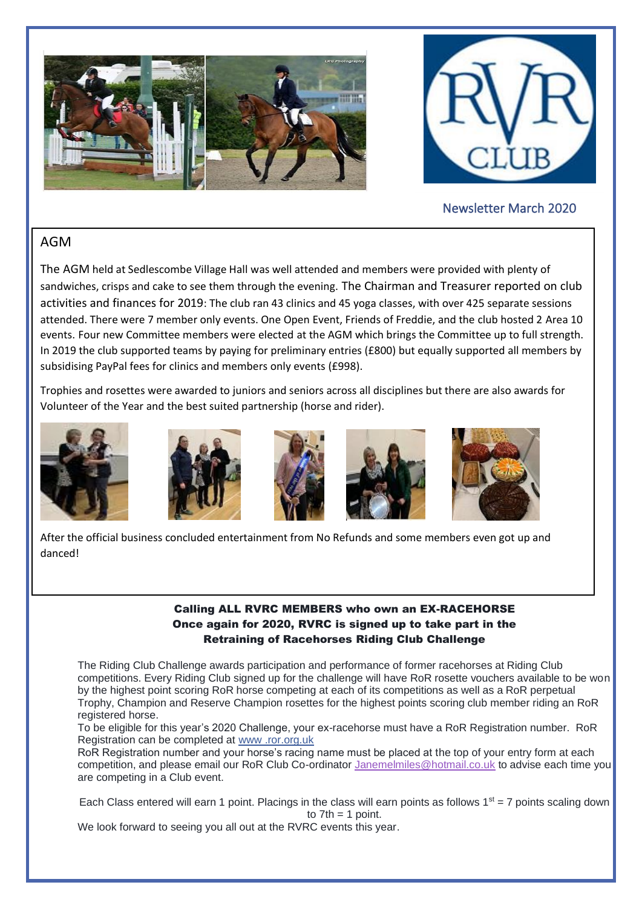Newsletter March 2020

## AGM

The AGM held at Sedlescombe Village Hall was well attended and members were provided with plenty of sandwiches, crisps and cake to see them through the evening. The Chairman and Treasurer reported on club activities and finances for 2019: The club ran 43 clinics and 45 yoga classes, with over 425 separate sessions attended. There were 7 member only events. One Open Event, Friends of Freddie, and the club hosted 2 Area 10 events. Four new Committee members were elected at the AGM which brings the Committee up to full strength. In 2019 the club supported teams by paying for preliminary entries (£800) but equally supported all members by subsidising PayPal fees for clinics and members only events (£998).

Trophies and rosettes were awarded to juniors and seniors across all disciplines but there are also awards for Volunteer of the Year and the best suited partnership (horse and rider).

After the official business concluded entertainment from No Refunds and some members even got up and danced!

**Calling ALL RVRC MEMBERS who own an EX-RACEHORSE**
**Once again for 2020, RVRC is signed up to take part in the Retraining of Racehorses Riding Club Challenge**

The Riding Club Challenge awards participation and performance of former racehorses at Riding Club competitions. Every Riding Club signed up for the challenge will have RoR rosette vouchers available to be won by the highest point scoring RoR horse competing at each of its competitions as well as a RoR perpetual Trophy, Champion and Reserve Champion rosettes for the highest points scoring club member riding an RoR registered horse.

To be eligible for this year's 2020 Challenge, your ex-racehorse must have a RoR Registration number. RoR Registration can be completed at www .ror.org.uk

RoR Registration number and your horse's racing name must be placed at the top of your entry form at each competition, and please email our RoR Club Co-ordinator Janemelmiles@hotmail.co.uk to advise each time you are competing in a Club event.

Each Class entered will earn 1 point. Placings in the class will earn points as follows 1st = 7 points scaling down to 7th = 1 point.

We look forward to seeing you all out at the RVRC events this year.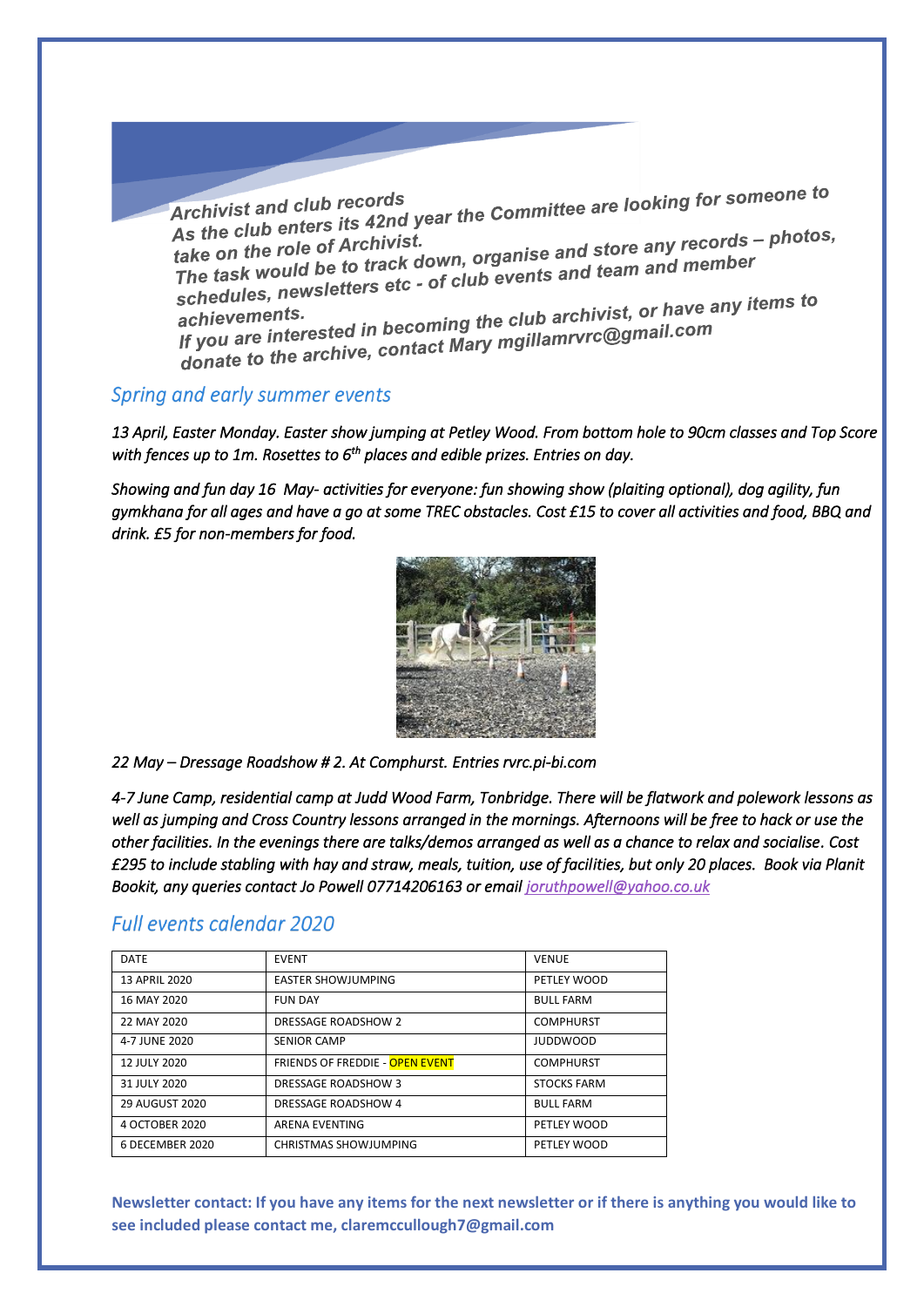**Archivist and club records**

*As the club enters its 42nd year the Committee are looking for someone to take on the role of Archivist.*
*The task would be to track down, organise and store any records – photos, schedules, newsletters etc - of club events and team and member achievements.*
*If you are interested in becoming the club archivist, or have any items to donate to the archive, contact Mary mgillamrvrc@gmail.com*

## Spring and early summer events

*13 April, Easter Monday. Easter show jumping at Petley Wood. From bottom hole to 90cm classes and Top Score with fences up to 1m. Rosettes to 6th places and edible prizes. Entries on day.*

*Showing and fun day 16 May- activities for everyone: fun showing show (plaiting optional), dog agility, fun gymkhana for all ages and have a go at some TREC obstacles. Cost £15 to cover all activities and food, BBQ and drink. £5 for non-members for food.*

*22 May – Dressage Roadshow # 2. At Comphurst. Entries rvrc.pi-bi.com*

*4-7 June Camp, residential camp at Judd Wood Farm, Tonbridge. There will be flatwork and polework lessons as well as jumping and Cross Country lessons arranged in the mornings. Afternoons will be free to hack or use the other facilities. In the evenings there are talks/demos arranged as well as a chance to relax and socialise. Cost £295 to include stabling with hay and straw, meals, tuition, use of facilities, but only 20 places. Book via Planit Bookit, any queries contact Jo Powell 07714206163 or email joruthpowell@yahoo.co.uk*

## Full events calendar 2020

| DATE | EVENT | VENUE |
|---|---|---|
| 13 APRIL 2020 | EASTER SHOWJUMPING | PETLEY WOOD |
| 16 MAY 2020 | FUN DAY | BULL FARM |
| 22 MAY 2020 | DRESSAGE ROADSHOW 2 | COMPHURST |
| 4-7 JUNE 2020 | SENIOR CAMP | JUDDWOOD |
| 12 JULY 2020 | FRIENDS OF FREDDIE - OPEN EVENT | COMPHURST |
| 31 JULY 2020 | DRESSAGE ROADSHOW 3 | STOCKS FARM |
| 29 AUGUST 2020 | DRESSAGE ROADSHOW 4 | BULL FARM |
| 4 OCTOBER 2020 | ARENA EVENTING | PETLEY WOOD |
| 6 DECEMBER 2020 | CHRISTMAS SHOWJUMPING | PETLEY WOOD |

**Newsletter contact: If you have any items for the next newsletter or if there is anything you would like to see included please contact me, claremccullough7@gmail.com**